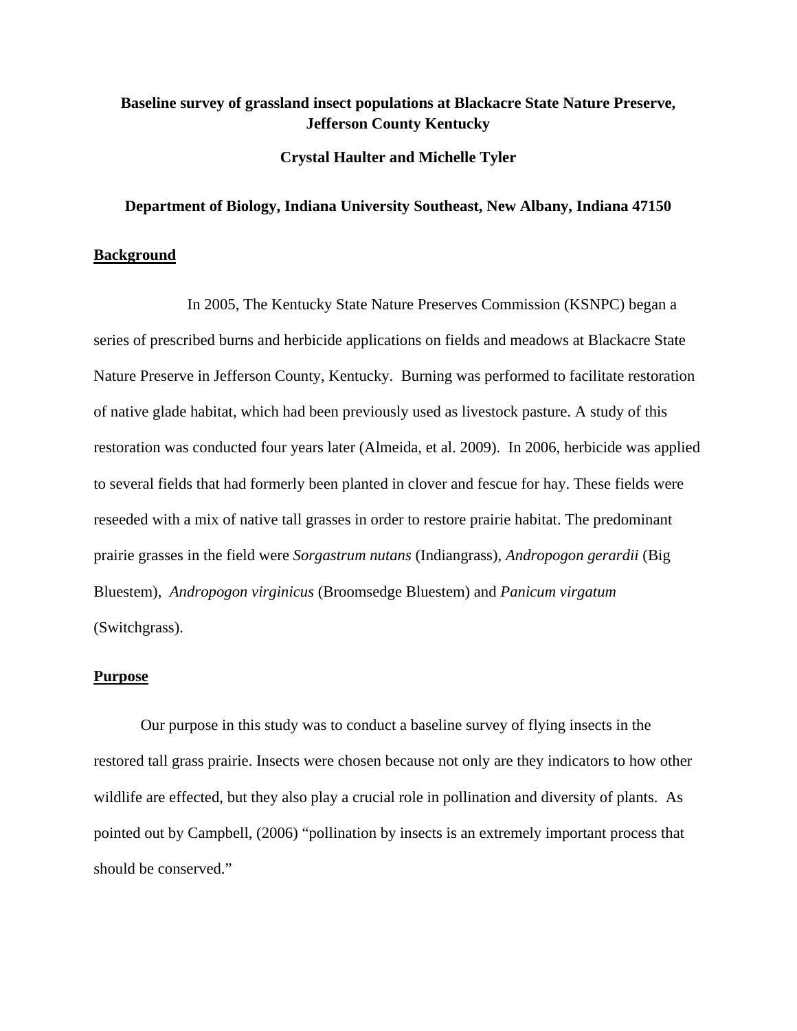# Baseline survey of grassland insect populations at Blackacre State Nature Preserve, Jefferson County Kentucky

**Crystal Haulter and Michelle Tyler**

**Department of Biology, Indiana University Southeast, New Albany, Indiana 47150**

## Background

In 2005, The Kentucky State Nature Preserves Commission (KSNPC) began a series of prescribed burns and herbicide applications on fields and meadows at Blackacre State Nature Preserve in Jefferson County, Kentucky. Burning was performed to facilitate restoration of native glade habitat, which had been previously used as livestock pasture. A study of this restoration was conducted four years later (Almeida, et al. 2009). In 2006, herbicide was applied to several fields that had formerly been planted in clover and fescue for hay. These fields were reseeded with a mix of native tall grasses in order to restore prairie habitat. The predominant prairie grasses in the field were *Sorgastrum nutans* (Indiangrass), *Andropogon gerardii* (Big Bluestem), *Andropogon virginicus* (Broomsedge Bluestem) and *Panicum virgatum* (Switchgrass).

## Purpose

Our purpose in this study was to conduct a baseline survey of flying insects in the restored tall grass prairie. Insects were chosen because not only are they indicators to how other wildlife are effected, but they also play a crucial role in pollination and diversity of plants. As pointed out by Campbell, (2006) "pollination by insects is an extremely important process that should be conserved."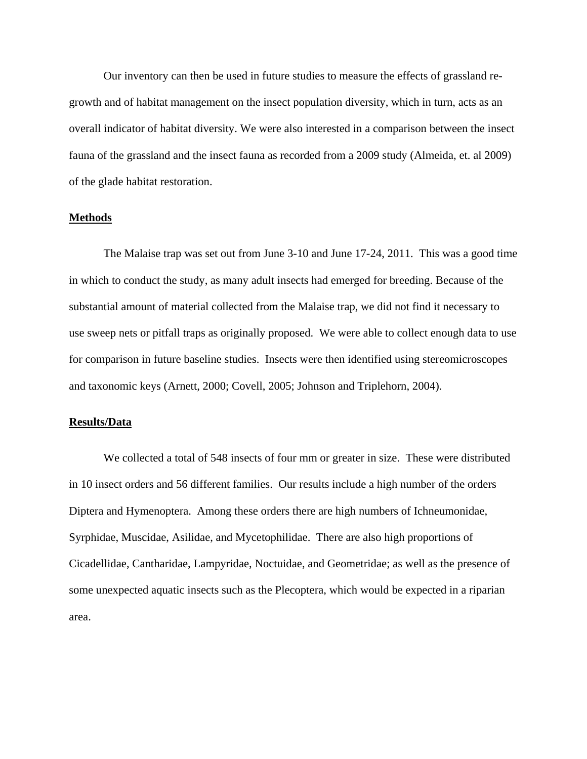Our inventory can then be used in future studies to measure the effects of grassland re-growth and of habitat management on the insect population diversity, which in turn, acts as an overall indicator of habitat diversity. We were also interested in a comparison between the insect fauna of the grassland and the insect fauna as recorded from a 2009 study (Almeida, et. al 2009) of the glade habitat restoration.

## Methods

The Malaise trap was set out from June 3-10 and June 17-24, 2011. This was a good time in which to conduct the study, as many adult insects had emerged for breeding. Because of the substantial amount of material collected from the Malaise trap, we did not find it necessary to use sweep nets or pitfall traps as originally proposed. We were able to collect enough data to use for comparison in future baseline studies. Insects were then identified using stereomicroscopes and taxonomic keys (Arnett, 2000; Covell, 2005; Johnson and Triplehorn, 2004).

## Results/Data

We collected a total of 548 insects of four mm or greater in size. These were distributed in 10 insect orders and 56 different families. Our results include a high number of the orders Diptera and Hymenoptera. Among these orders there are high numbers of Ichneumonidae, Syrphidae, Muscidae, Asilidae, and Mycetophilidae. There are also high proportions of Cicadellidae, Cantharidae, Lampyridae, Noctuidae, and Geometridae; as well as the presence of some unexpected aquatic insects such as the Plecoptera, which would be expected in a riparian area.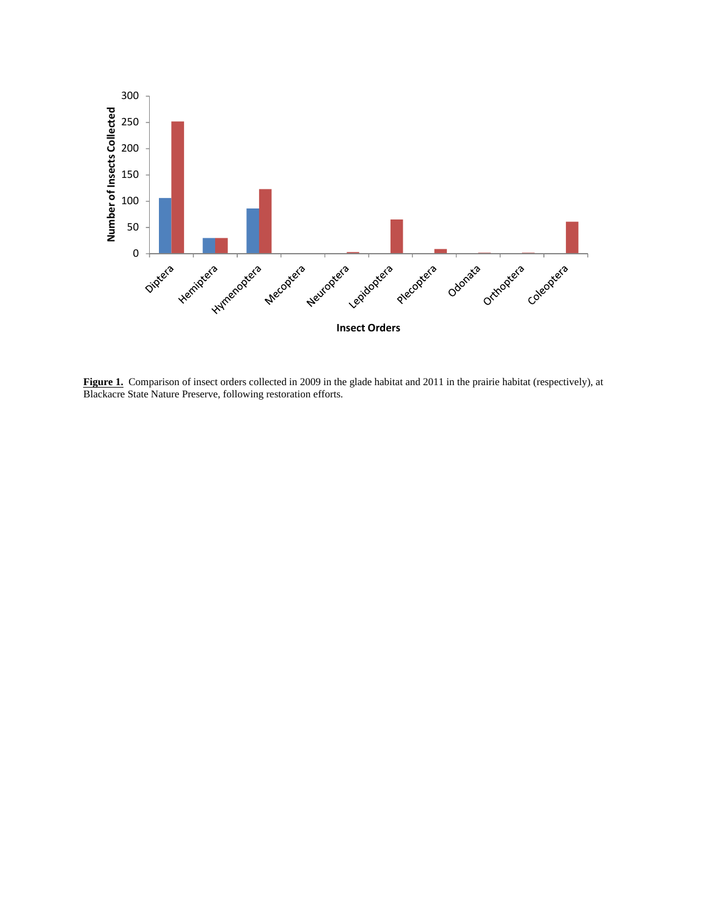300
250
200
150
100
50
0

Number of Insects Collected

Diptera
Hemiptera
Hymenoptera
Mecoptera
Neuroptera
Lepidoptera
Plecoptera
Odonata
Orthoptera
Coleoptera

Insect Orders

**Figure 1.** Comparison of insect orders collected in 2009 in the glade habitat and 2011 in the prairie habitat (respectively), at Blackacre State Nature Preserve, following restoration efforts.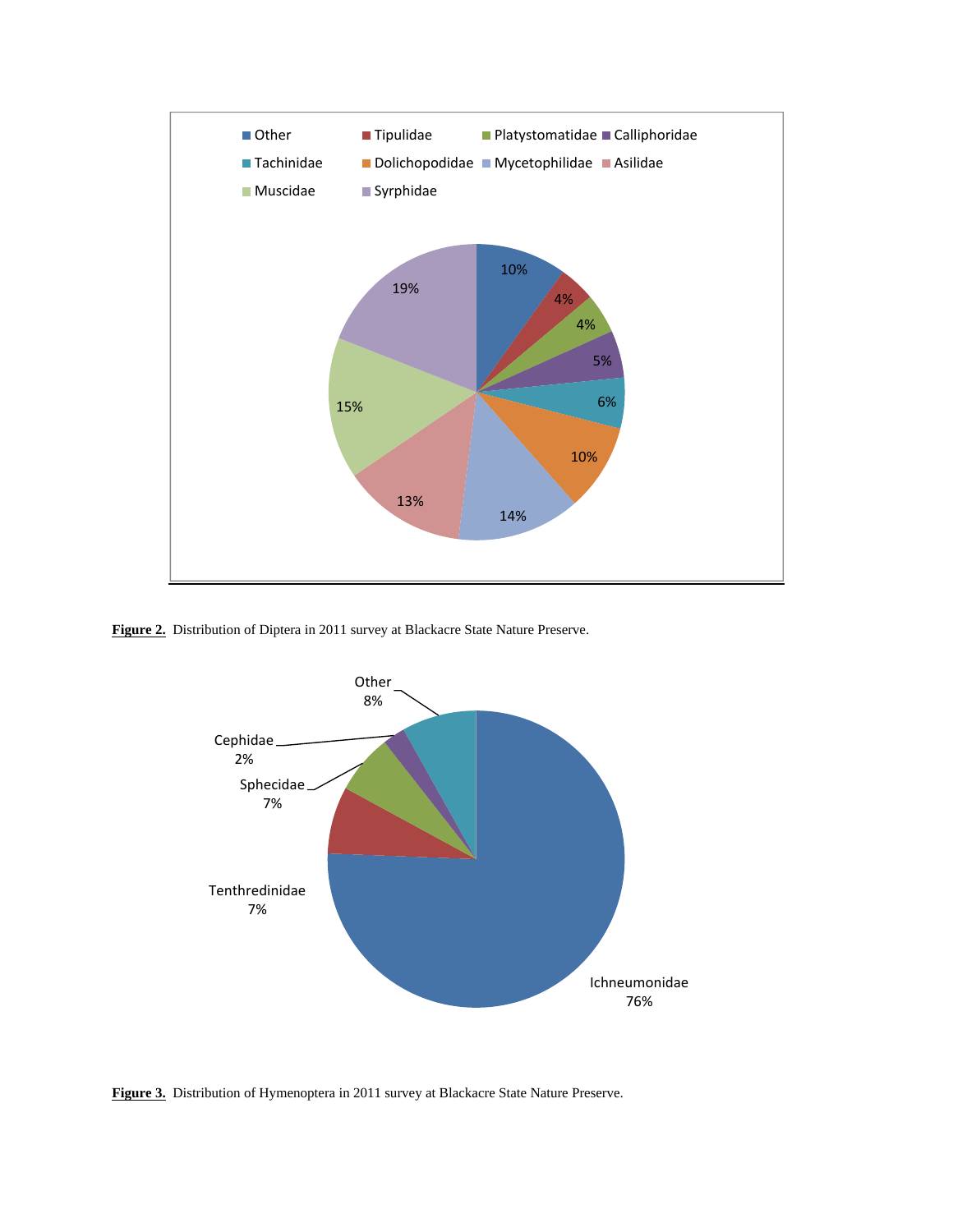Other
Tipulidae
Platystomatidae
Calliphoridae
Tachinidae
Dolichopodidae
Mycetophilidae
Asilidae
Muscidae
Syrphidae

10%
4%
4%
5%
6%
10%
14%
13%
15%
19%

**Figure 2.** Distribution of Diptera in 2011 survey at Blackacre State Nature Preserve.

Other
8%

Cephidae
2%

Sphecidae
7%

Tenthredinidae
7%

Ichneumonidae
76%

**Figure 3.** Distribution of Hymenoptera in 2011 survey at Blackacre State Nature Preserve.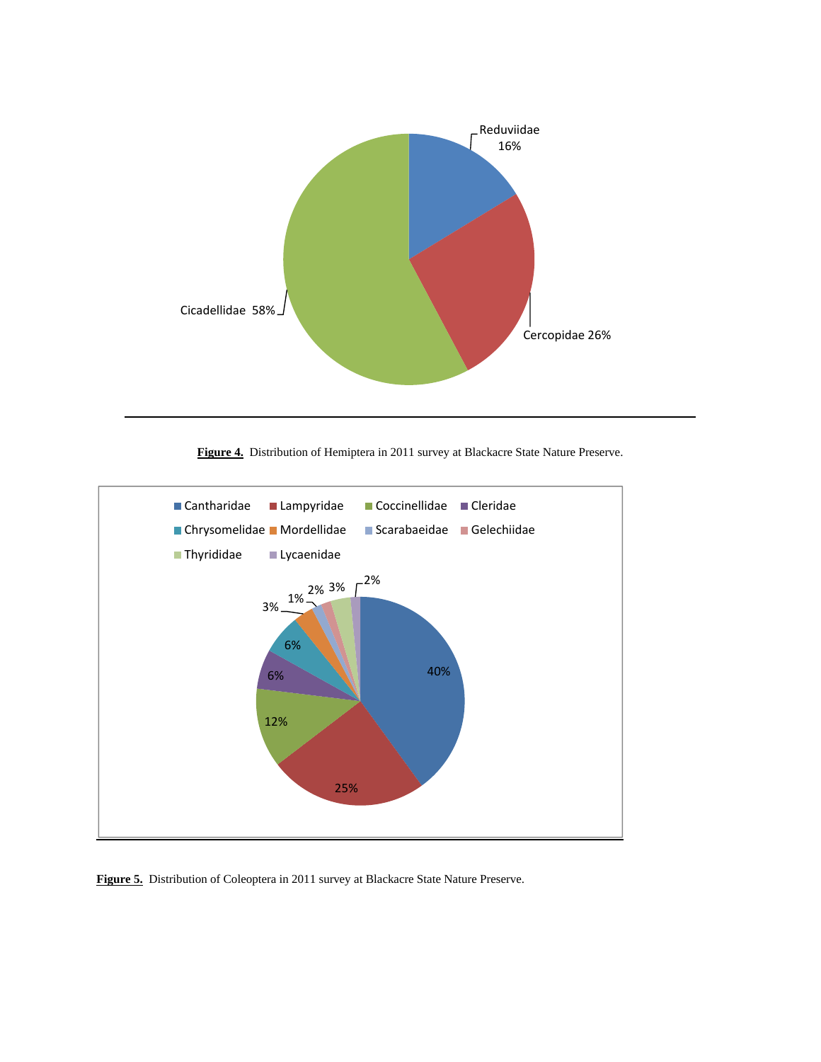Reduviidae 16%

Cercopidae 26%

Cicadellidae 58%

**Figure 4.** Distribution of Hemiptera in 2011 survey at Blackacre State Nature Preserve.

Cantharidae, Lampyridae, Coccinellidae, Cleridae, Chrysomelidae, Mordellidae, Scarabaeidae, Gelechiidae, Thyrididae, Lycaenidae

40%, 25%, 12%, 6%, 6%, 3%, 1%, 2%, 3%, 2%

**Figure 5.** Distribution of Coleoptera in 2011 survey at Blackacre State Nature Preserve.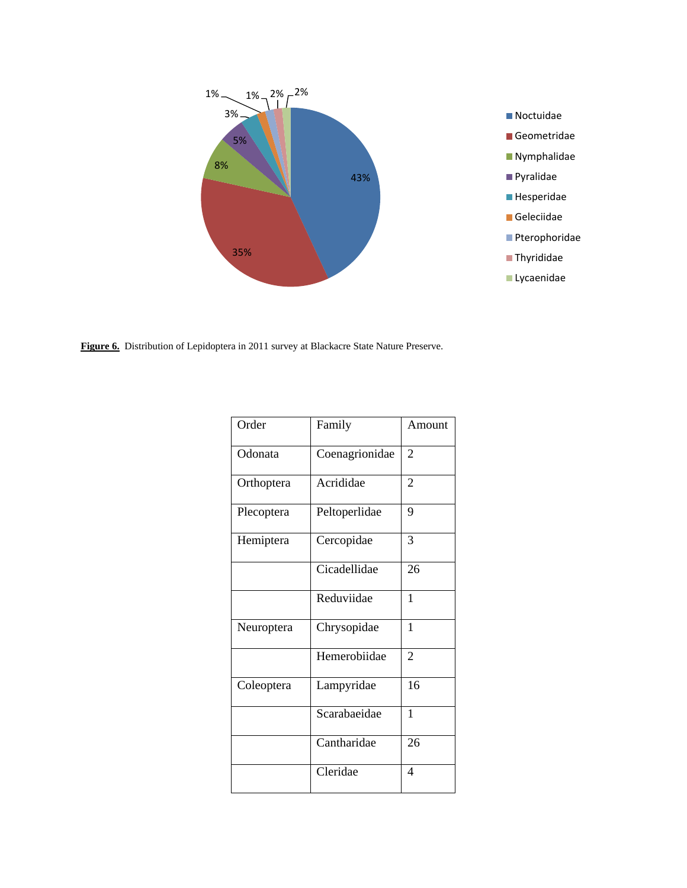1%
1%
2%
2%
3%
5%
8%
43%
35%

Noctuidae
Geometridae
Nymphalidae
Pyralidae
Hesperidae
Geleciidae
Pterophoridae
Thyrididae
Lycaenidae

**Figure 6.** Distribution of Lepidoptera in 2011 survey at Blackacre State Nature Preserve.

| Order | Family | Amount |
|---|---|---|
| Odonata | Coenagrionidae | 2 |
| Orthoptera | Acrididae | 2 |
| Plecoptera | Peltoperlidae | 9 |
| Hemiptera | Cercopidae | 3 |
| | Cicadellidae | 26 |
| | Reduviidae | 1 |
| Neuroptera | Chrysopidae | 1 |
| | Hemerobiidae | 2 |
| Coleoptera | Lampyridae | 16 |
| | Scarabaeidae | 1 |
| | Cantharidae | 26 |
| | Cleridae | 4 |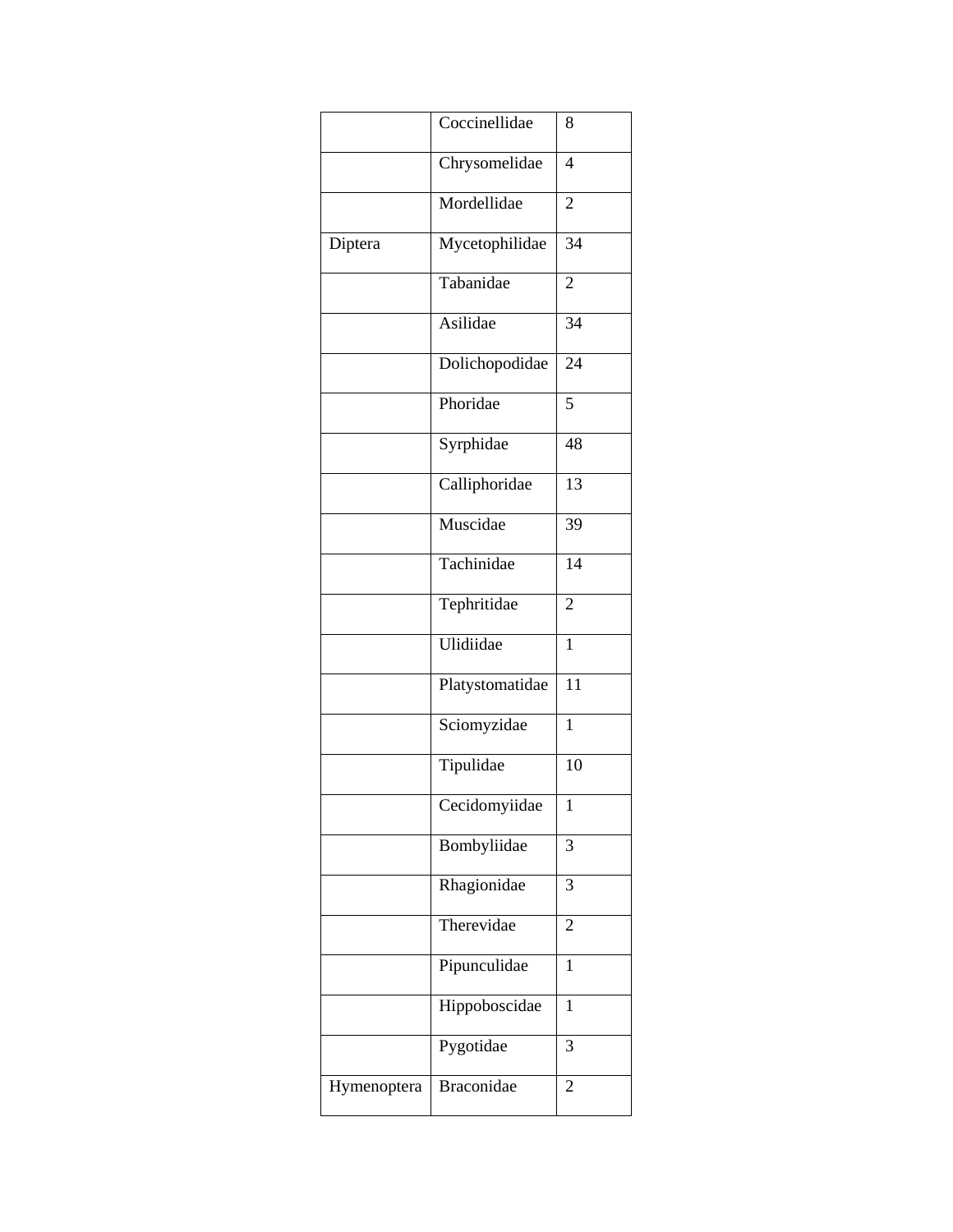| | | |
|---|---|---|
| | Coccinellidae | 8 |
| | Chrysomelidae | 4 |
| | Mordellidae | 2 |
| Diptera | Mycetophilidae | 34 |
| | Tabanidae | 2 |
| | Asilidae | 34 |
| | Dolichopodidae | 24 |
| | Phoridae | 5 |
| | Syrphidae | 48 |
| | Calliphoridae | 13 |
| | Muscidae | 39 |
| | Tachinidae | 14 |
| | Tephritidae | 2 |
| | Ulidiidae | 1 |
| | Platystomatidae | 11 |
| | Sciomyzidae | 1 |
| | Tipulidae | 10 |
| | Cecidomyiidae | 1 |
| | Bombyliidae | 3 |
| | Rhagionidae | 3 |
| | Therevidae | 2 |
| | Pipunculidae | 1 |
| | Hippoboscidae | 1 |
| | Pygotidae | 3 |
| Hymenoptera | Braconidae | 2 |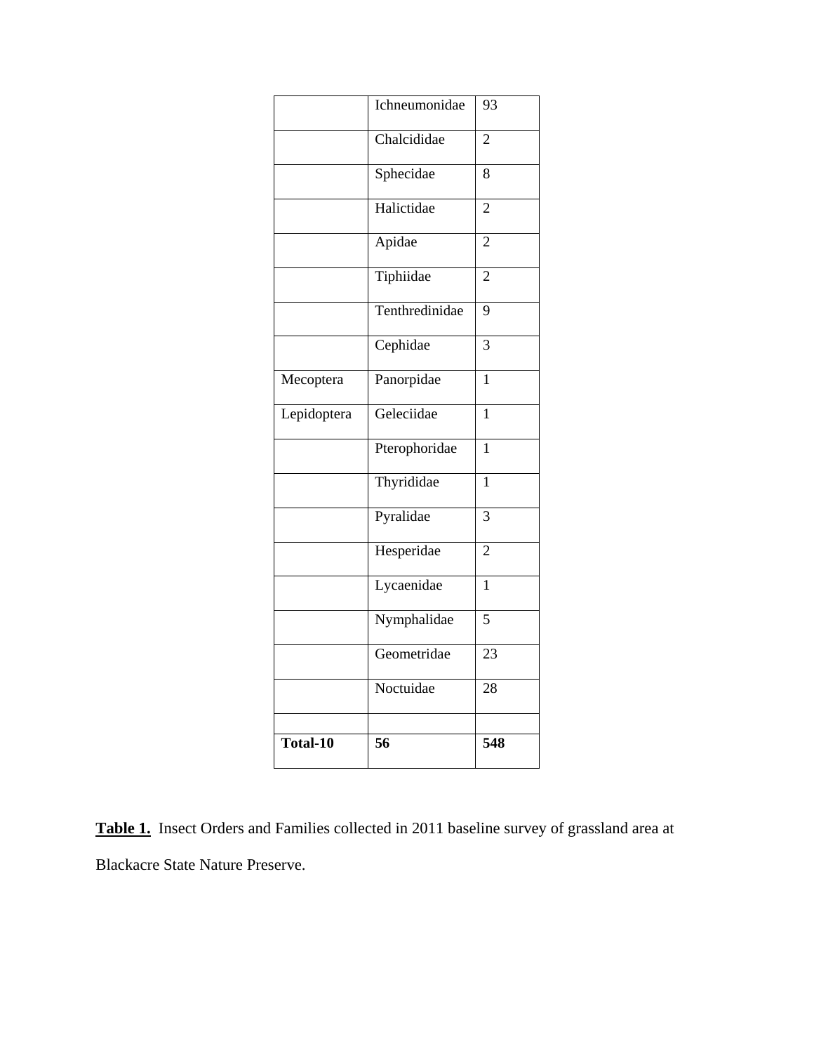| | | |
|---|---|---|
| | Ichneumonidae | 93 |
| | Chalcididae | 2 |
| | Sphecidae | 8 |
| | Halictidae | 2 |
| | Apidae | 2 |
| | Tiphiidae | 2 |
| | Tenthredinidae | 9 |
| | Cephidae | 3 |
| Mecoptera | Panorpidae | 1 |
| Lepidoptera | Geleciidae | 1 |
| | Pterophoridae | 1 |
| | Thyrididae | 1 |
| | Pyralidae | 3 |
| | Hesperidae | 2 |
| | Lycaenidae | 1 |
| | Nymphalidae | 5 |
| | Geometridae | 23 |
| | Noctuidae | 28 |
| | | |
| **Total-10** | **56** | **548** |

**Table 1.** Insect Orders and Families collected in 2011 baseline survey of grassland area at Blackacre State Nature Preserve.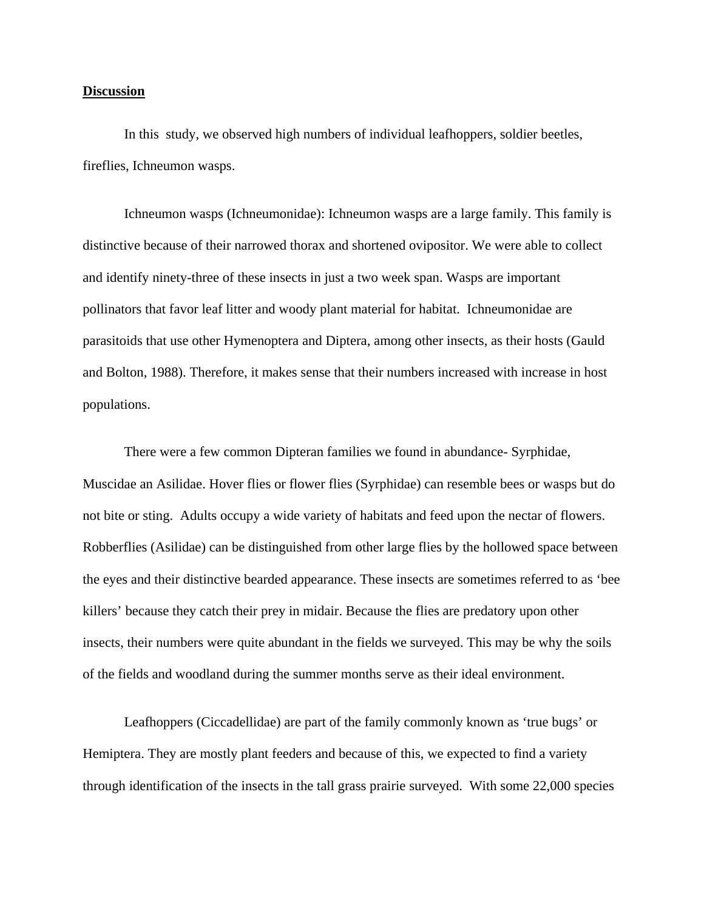**Discussion**

In this  study, we observed high numbers of individual leafhoppers, soldier beetles, fireflies, Ichneumon wasps.

Ichneumon wasps (Ichneumonidae): Ichneumon wasps are a large family. This family is distinctive because of their narrowed thorax and shortened ovipositor. We were able to collect and identify ninety-three of these insects in just a two week span. Wasps are important pollinators that favor leaf litter and woody plant material for habitat.  Ichneumonidae are parasitoids that use other Hymenoptera and Diptera, among other insects, as their hosts (Gauld and Bolton, 1988). Therefore, it makes sense that their numbers increased with increase in host populations.

There were a few common Dipteran families we found in abundance- Syrphidae, Muscidae an Asilidae. Hover flies or flower flies (Syrphidae) can resemble bees or wasps but do not bite or sting.  Adults occupy a wide variety of habitats and feed upon the nectar of flowers. Robberflies (Asilidae) can be distinguished from other large flies by the hollowed space between the eyes and their distinctive bearded appearance. These insects are sometimes referred to as 'bee killers' because they catch their prey in midair. Because the flies are predatory upon other insects, their numbers were quite abundant in the fields we surveyed. This may be why the soils of the fields and woodland during the summer months serve as their ideal environment.

Leafhoppers (Ciccadellidae) are part of the family commonly known as 'true bugs' or Hemiptera. They are mostly plant feeders and because of this, we expected to find a variety through identification of the insects in the tall grass prairie surveyed.  With some 22,000 species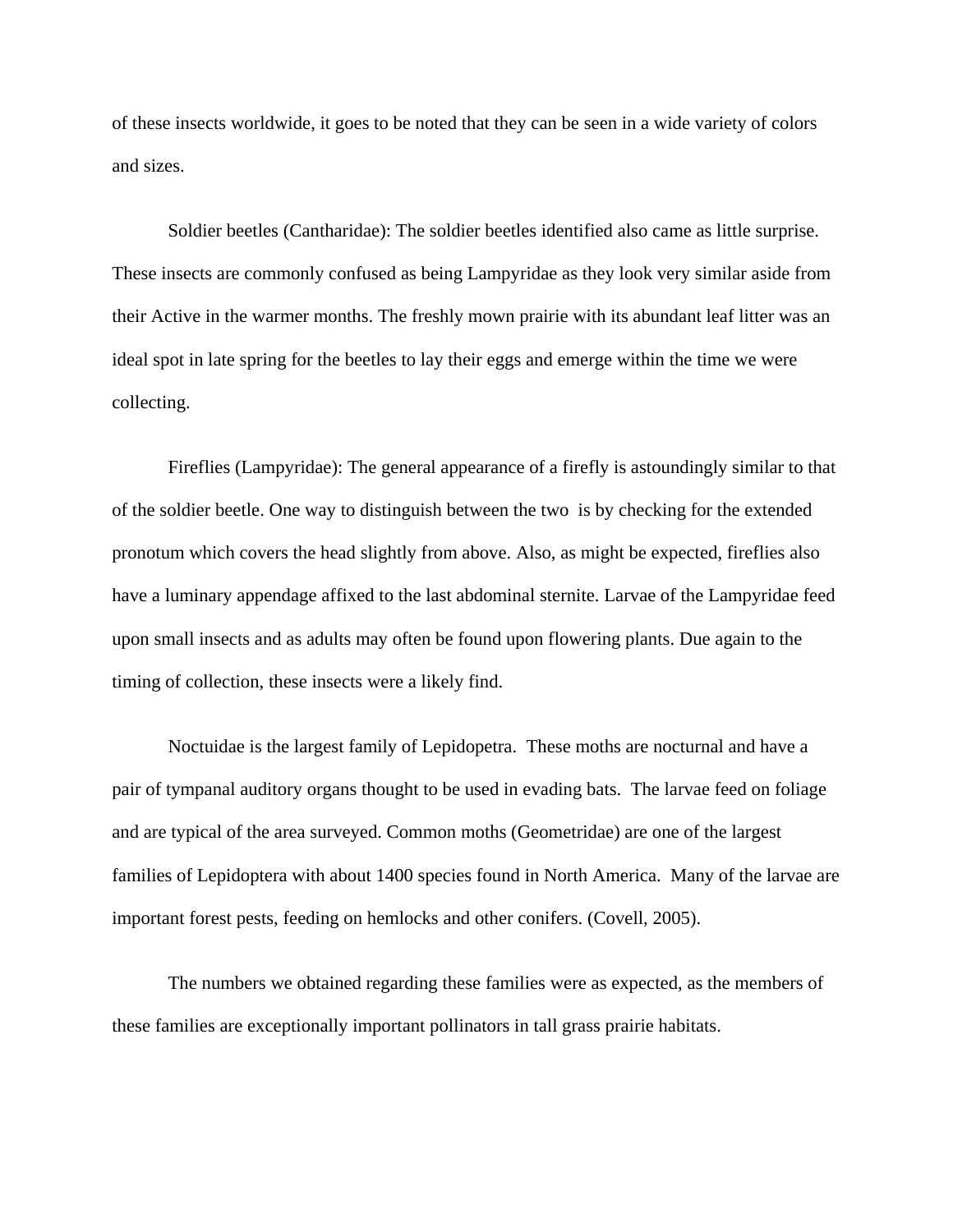of these insects worldwide, it goes to be noted that they can be seen in a wide variety of colors and sizes.

Soldier beetles (Cantharidae): The soldier beetles identified also came as little surprise. These insects are commonly confused as being Lampyridae as they look very similar aside from their Active in the warmer months. The freshly mown prairie with its abundant leaf litter was an ideal spot in late spring for the beetles to lay their eggs and emerge within the time we were collecting.

Fireflies (Lampyridae): The general appearance of a firefly is astoundingly similar to that of the soldier beetle. One way to distinguish between the two is by checking for the extended pronotum which covers the head slightly from above. Also, as might be expected, fireflies also have a luminary appendage affixed to the last abdominal sternite. Larvae of the Lampyridae feed upon small insects and as adults may often be found upon flowering plants. Due again to the timing of collection, these insects were a likely find.

Noctuidae is the largest family of Lepidopetra. These moths are nocturnal and have a pair of tympanal auditory organs thought to be used in evading bats. The larvae feed on foliage and are typical of the area surveyed. Common moths (Geometridae) are one of the largest families of Lepidoptera with about 1400 species found in North America. Many of the larvae are important forest pests, feeding on hemlocks and other conifers. (Covell, 2005).

The numbers we obtained regarding these families were as expected, as the members of these families are exceptionally important pollinators in tall grass prairie habitats.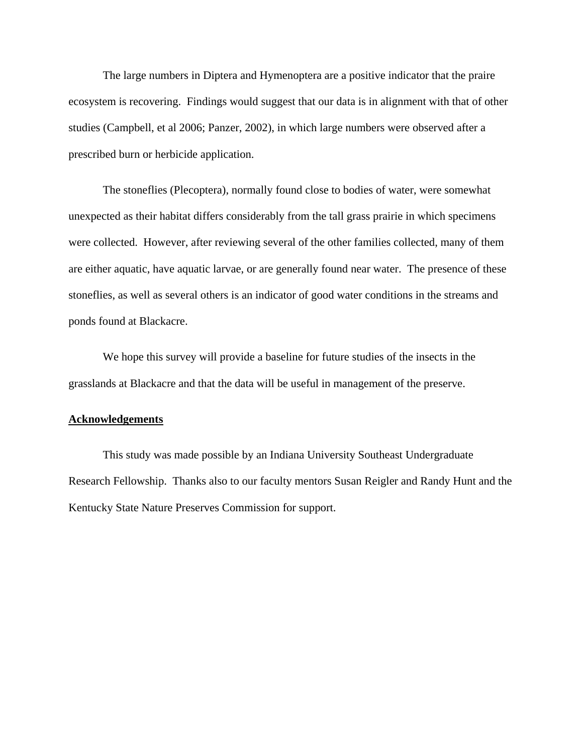The large numbers in Diptera and Hymenoptera are a positive indicator that the praire ecosystem is recovering. Findings would suggest that our data is in alignment with that of other studies (Campbell, et al 2006; Panzer, 2002), in which large numbers were observed after a prescribed burn or herbicide application.

The stoneflies (Plecoptera), normally found close to bodies of water, were somewhat unexpected as their habitat differs considerably from the tall grass prairie in which specimens were collected. However, after reviewing several of the other families collected, many of them are either aquatic, have aquatic larvae, or are generally found near water. The presence of these stoneflies, as well as several others is an indicator of good water conditions in the streams and ponds found at Blackacre.

We hope this survey will provide a baseline for future studies of the insects in the grasslands at Blackacre and that the data will be useful in management of the preserve.

## Acknowledgements

This study was made possible by an Indiana University Southeast Undergraduate Research Fellowship. Thanks also to our faculty mentors Susan Reigler and Randy Hunt and the Kentucky State Nature Preserves Commission for support.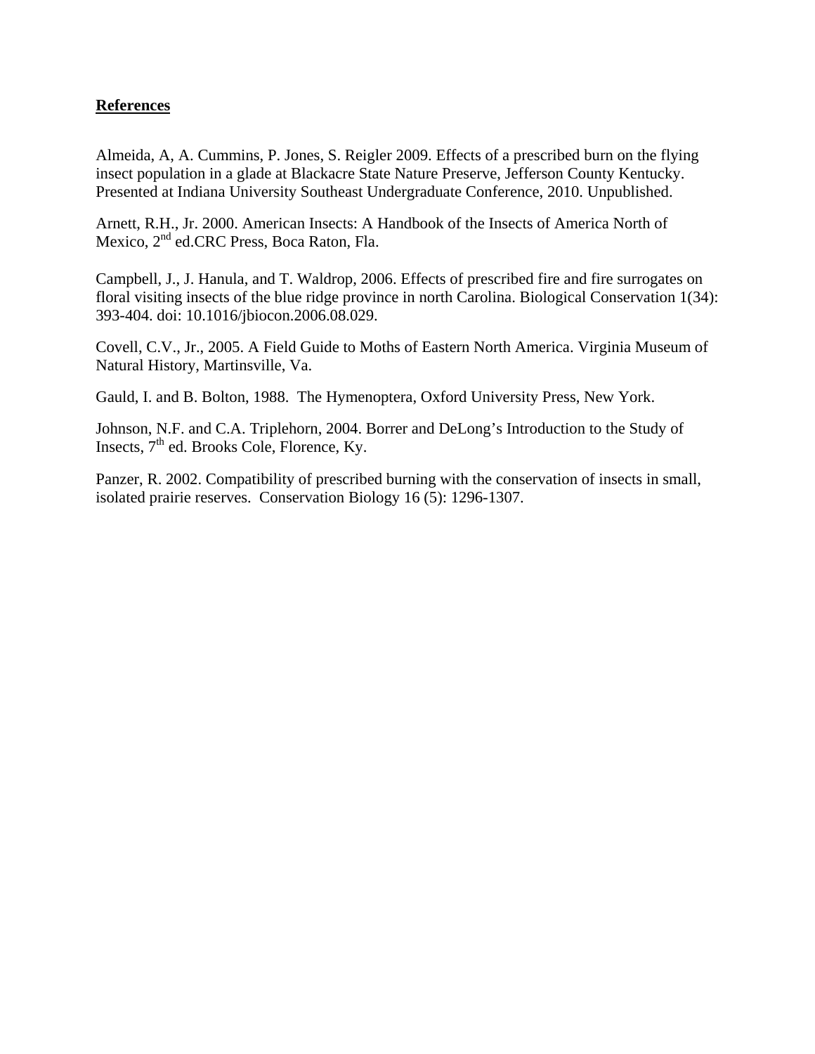## References

Almeida, A, A. Cummins, P. Jones, S. Reigler 2009. Effects of a prescribed burn on the flying insect population in a glade at Blackacre State Nature Preserve, Jefferson County Kentucky. Presented at Indiana University Southeast Undergraduate Conference, 2010. Unpublished.

Arnett, R.H., Jr. 2000. American Insects: A Handbook of the Insects of America North of Mexico, 2nd ed.CRC Press, Boca Raton, Fla.

Campbell, J., J. Hanula, and T. Waldrop, 2006. Effects of prescribed fire and fire surrogates on floral visiting insects of the blue ridge province in north Carolina. Biological Conservation 1(34): 393-404. doi: 10.1016/jbiocon.2006.08.029.

Covell, C.V., Jr., 2005. A Field Guide to Moths of Eastern North America. Virginia Museum of Natural History, Martinsville, Va.

Gauld, I. and B. Bolton, 1988. The Hymenoptera, Oxford University Press, New York.

Johnson, N.F. and C.A. Triplehorn, 2004. Borrer and DeLong's Introduction to the Study of Insects, 7th ed. Brooks Cole, Florence, Ky.

Panzer, R. 2002. Compatibility of prescribed burning with the conservation of insects in small, isolated prairie reserves. Conservation Biology 16 (5): 1296-1307.